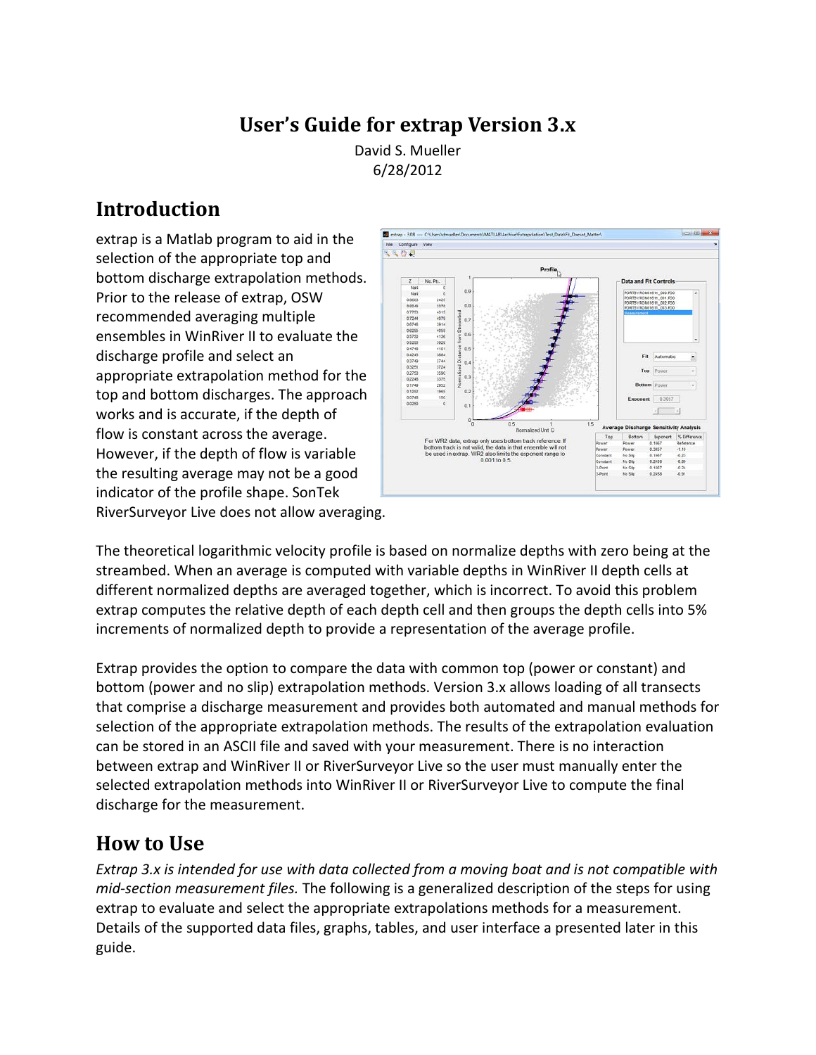# User's Guide for extrap Version 3.x

David S. Mueller
6/28/2012

## Introduction

extrap is a Matlab program to aid in the selection of the appropriate top and bottom discharge extrapolation methods. Prior to the release of extrap, OSW recommended averaging multiple ensembles in WinRiver II to evaluate the discharge profile and select an appropriate extrapolation method for the top and bottom discharges. The approach works and is accurate, if the depth of flow is constant across the average. However, if the depth of flow is variable the resulting average may not be a good indicator of the profile shape. SonTek RiverSurveyor Live does not allow averaging.

The theoretical logarithmic velocity profile is based on normalize depths with zero being at the streambed. When an average is computed with variable depths in WinRiver II depth cells at different normalized depths are averaged together, which is incorrect. To avoid this problem extrap computes the relative depth of each depth cell and then groups the depth cells into 5% increments of normalized depth to provide a representation of the average profile.

Extrap provides the option to compare the data with common top (power or constant) and bottom (power and no slip) extrapolation methods. Version 3.x allows loading of all transects that comprise a discharge measurement and provides both automated and manual methods for selection of the appropriate extrapolation methods. The results of the extrapolation evaluation can be stored in an ASCII file and saved with your measurement. There is no interaction between extrap and WinRiver II or RiverSurveyor Live so the user must manually enter the selected extrapolation methods into WinRiver II or RiverSurveyor Live to compute the final discharge for the measurement.

## How to Use

*Extrap 3.x is intended for use with data collected from a moving boat and is not compatible with mid-section measurement files.* The following is a generalized description of the steps for using extrap to evaluate and select the appropriate extrapolations methods for a measurement. Details of the supported data files, graphs, tables, and user interface a presented later in this guide.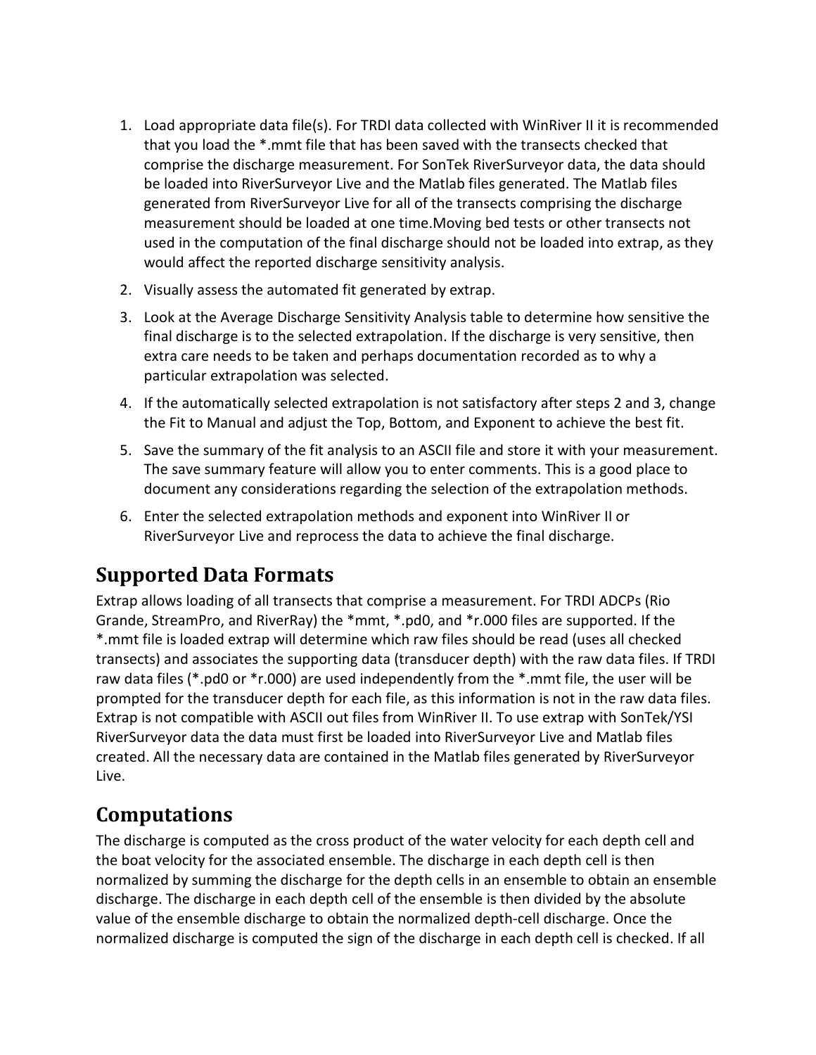1. Load appropriate data file(s). For TRDI data collected with WinRiver II it is recommended that you load the *.mmt file that has been saved with the transects checked that comprise the discharge measurement. For SonTek RiverSurveyor data, the data should be loaded into RiverSurveyor Live and the Matlab files generated. The Matlab files generated from RiverSurveyor Live for all of the transects comprising the discharge measurement should be loaded at one time.Moving bed tests or other transects not used in the computation of the final discharge should not be loaded into extrap, as they would affect the reported discharge sensitivity analysis.
2. Visually assess the automated fit generated by extrap.
3. Look at the Average Discharge Sensitivity Analysis table to determine how sensitive the final discharge is to the selected extrapolation. If the discharge is very sensitive, then extra care needs to be taken and perhaps documentation recorded as to why a particular extrapolation was selected.
4. If the automatically selected extrapolation is not satisfactory after steps 2 and 3, change the Fit to Manual and adjust the Top, Bottom, and Exponent to achieve the best fit.
5. Save the summary of the fit analysis to an ASCII file and store it with your measurement. The save summary feature will allow you to enter comments. This is a good place to document any considerations regarding the selection of the extrapolation methods.
6. Enter the selected extrapolation methods and exponent into WinRiver II or RiverSurveyor Live and reprocess the data to achieve the final discharge.

## Supported Data Formats

Extrap allows loading of all transects that comprise a measurement. For TRDI ADCPs (Rio Grande, StreamPro, and RiverRay) the *mmt, *.pd0, and *r.000 files are supported. If the *.mmt file is loaded extrap will determine which raw files should be read (uses all checked transects) and associates the supporting data (transducer depth) with the raw data files. If TRDI raw data files (*.pd0 or *r.000) are used independently from the *.mmt file, the user will be prompted for the transducer depth for each file, as this information is not in the raw data files. Extrap is not compatible with ASCII out files from WinRiver II. To use extrap with SonTek/YSI RiverSurveyor data the data must first be loaded into RiverSurveyor Live and Matlab files created. All the necessary data are contained in the Matlab files generated by RiverSurveyor Live.

## Computations

The discharge is computed as the cross product of the water velocity for each depth cell and the boat velocity for the associated ensemble. The discharge in each depth cell is then normalized by summing the discharge for the depth cells in an ensemble to obtain an ensemble discharge. The discharge in each depth cell of the ensemble is then divided by the absolute value of the ensemble discharge to obtain the normalized depth-cell discharge. Once the normalized discharge is computed the sign of the discharge in each depth cell is checked. If all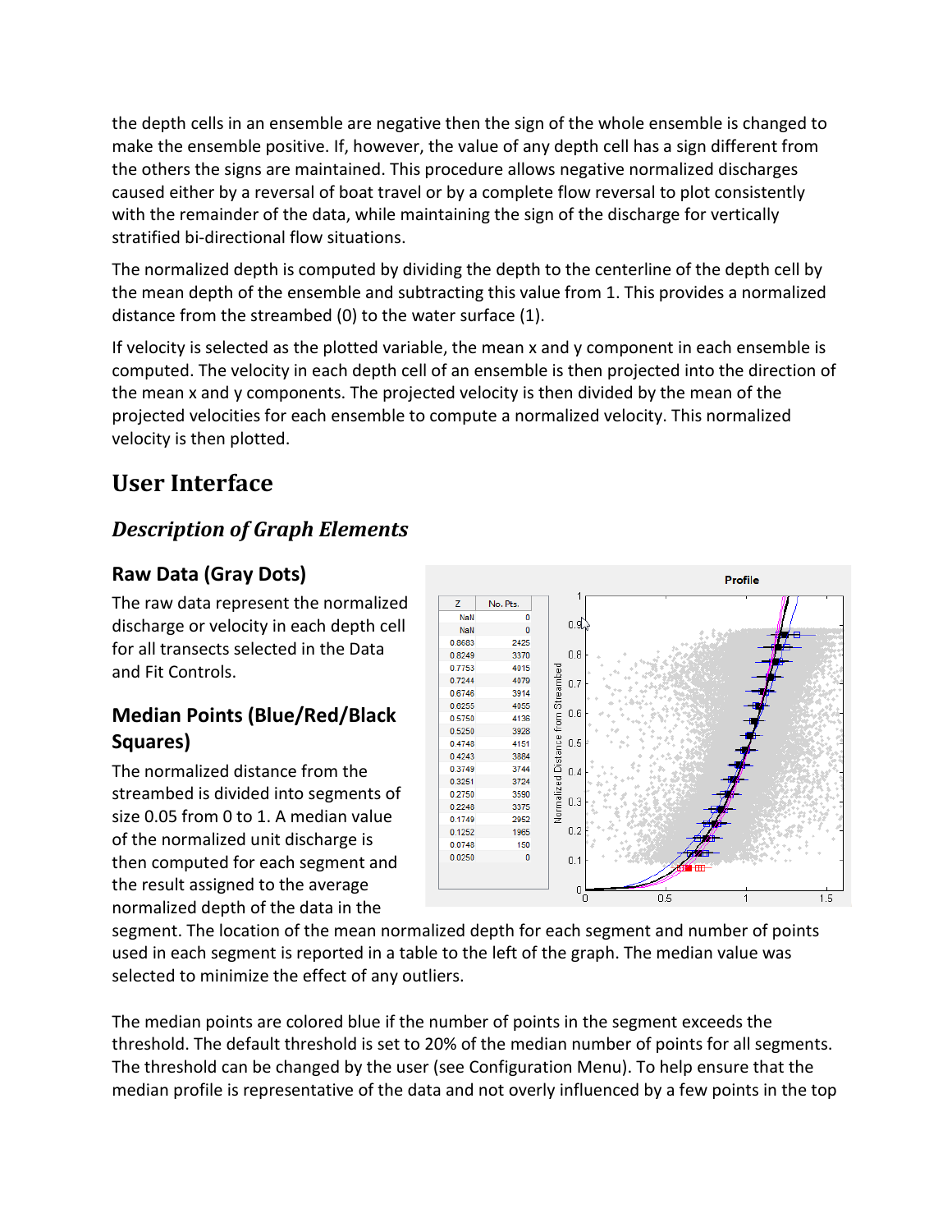the depth cells in an ensemble are negative then the sign of the whole ensemble is changed to make the ensemble positive. If, however, the value of any depth cell has a sign different from the others the signs are maintained. This procedure allows negative normalized discharges caused either by a reversal of boat travel or by a complete flow reversal to plot consistently with the remainder of the data, while maintaining the sign of the discharge for vertically stratified bi-directional flow situations.

The normalized depth is computed by dividing the depth to the centerline of the depth cell by the mean depth of the ensemble and subtracting this value from 1. This provides a normalized distance from the streambed (0) to the water surface (1).

If velocity is selected as the plotted variable, the mean x and y component in each ensemble is computed. The velocity in each depth cell of an ensemble is then projected into the direction of the mean x and y components. The projected velocity is then divided by the mean of the projected velocities for each ensemble to compute a normalized velocity. This normalized velocity is then plotted.

# User Interface

## *Description of Graph Elements*

### Raw Data (Gray Dots)

The raw data represent the normalized discharge or velocity in each depth cell for all transects selected in the Data and Fit Controls.

### Median Points (Blue/Red/Black Squares)

The normalized distance from the streambed is divided into segments of size 0.05 from 0 to 1. A median value of the normalized unit discharge is then computed for each segment and the result assigned to the average normalized depth of the data in the segment. The location of the mean normalized depth for each segment and number of points used in each segment is reported in a table to the left of the graph. The median value was selected to minimize the effect of any outliers.

The median points are colored blue if the number of points in the segment exceeds the threshold. The default threshold is set to 20% of the median number of points for all segments. The threshold can be changed by the user (see Configuration Menu). To help ensure that the median profile is representative of the data and not overly influenced by a few points in the top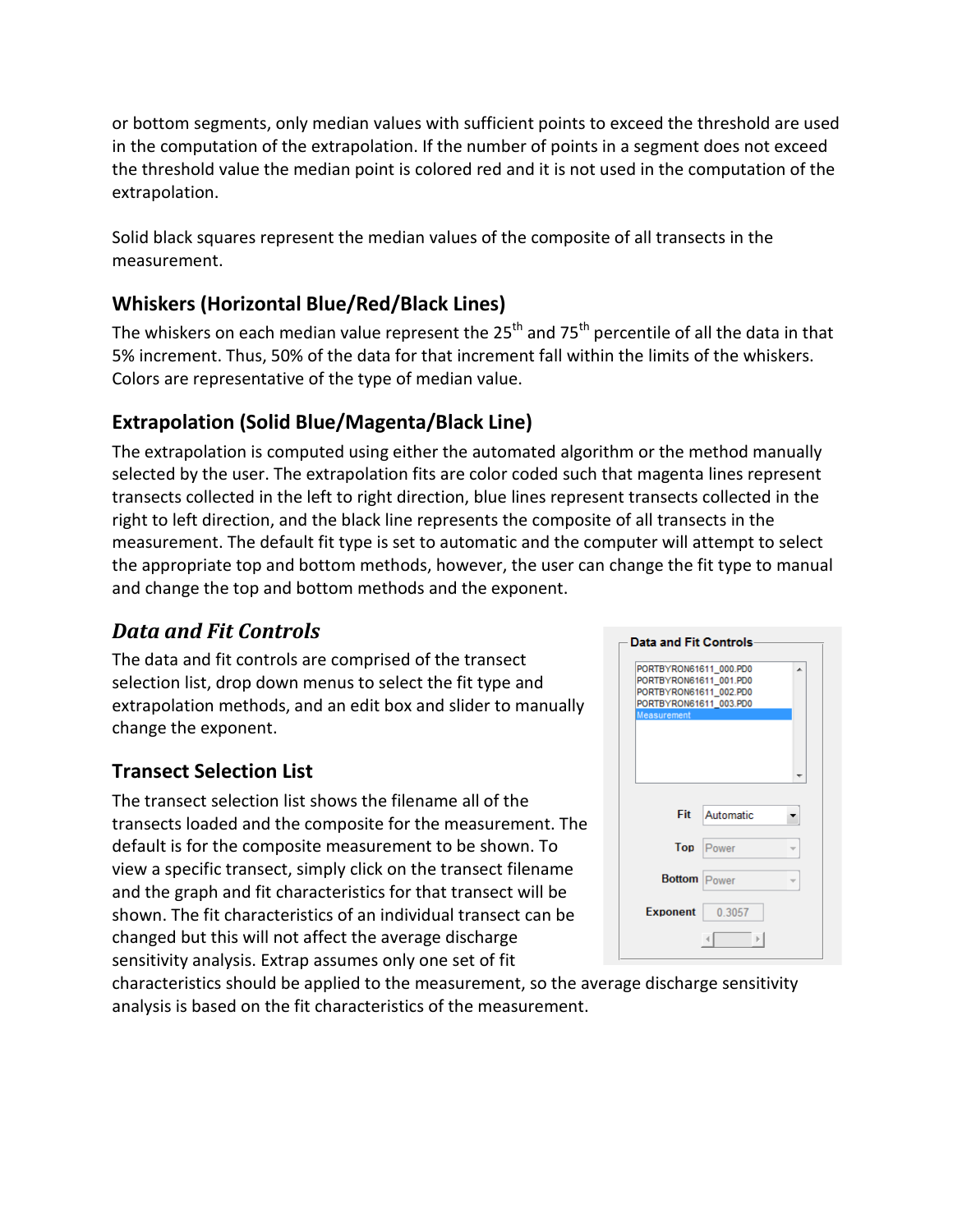or bottom segments, only median values with sufficient points to exceed the threshold are used in the computation of the extrapolation. If the number of points in a segment does not exceed the threshold value the median point is colored red and it is not used in the computation of the extrapolation.

Solid black squares represent the median values of the composite of all transects in the measurement.

### Whiskers (Horizontal Blue/Red/Black Lines)

The whiskers on each median value represent the 25th and 75th percentile of all the data in that 5% increment. Thus, 50% of the data for that increment fall within the limits of the whiskers. Colors are representative of the type of median value.

### Extrapolation (Solid Blue/Magenta/Black Line)

The extrapolation is computed using either the automated algorithm or the method manually selected by the user. The extrapolation fits are color coded such that magenta lines represent transects collected in the left to right direction, blue lines represent transects collected in the right to left direction, and the black line represents the composite of all transects in the measurement. The default fit type is set to automatic and the computer will attempt to select the appropriate top and bottom methods, however, the user can change the fit type to manual and change the top and bottom methods and the exponent.

## *Data and Fit Controls*

The data and fit controls are comprised of the transect selection list, drop down menus to select the fit type and extrapolation methods, and an edit box and slider to manually change the exponent.

### Transect Selection List

The transect selection list shows the filename all of the transects loaded and the composite for the measurement. The default is for the composite measurement to be shown. To view a specific transect, simply click on the transect filename and the graph and fit characteristics for that transect will be shown. The fit characteristics of an individual transect can be changed but this will not affect the average discharge sensitivity analysis. Extrap assumes only one set of fit characteristics should be applied to the measurement, so the average discharge sensitivity analysis is based on the fit characteristics of the measurement.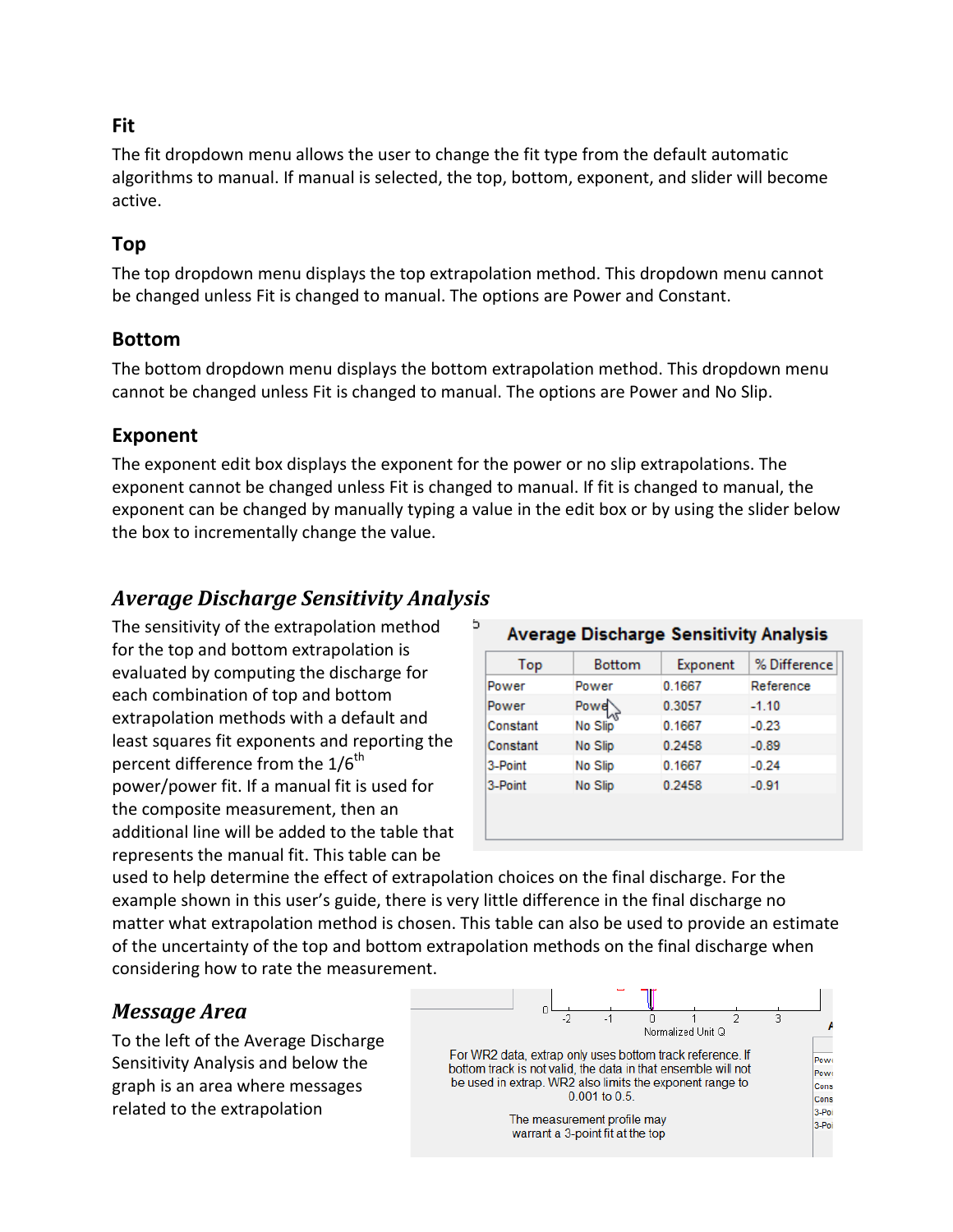### Fit

The fit dropdown menu allows the user to change the fit type from the default automatic algorithms to manual. If manual is selected, the top, bottom, exponent, and slider will become active.

### Top

The top dropdown menu displays the top extrapolation method. This dropdown menu cannot be changed unless Fit is changed to manual. The options are Power and Constant.

### Bottom

The bottom dropdown menu displays the bottom extrapolation method. This dropdown menu cannot be changed unless Fit is changed to manual. The options are Power and No Slip.

### Exponent

The exponent edit box displays the exponent for the power or no slip extrapolations. The exponent cannot be changed unless Fit is changed to manual. If fit is changed to manual, the exponent can be changed by manually typing a value in the edit box or by using the slider below the box to incrementally change the value.

## *Average Discharge Sensitivity Analysis*

The sensitivity of the extrapolation method for the top and bottom extrapolation is evaluated by computing the discharge for each combination of top and bottom extrapolation methods with a default and least squares fit exponents and reporting the percent difference from the 1/6th power/power fit. If a manual fit is used for the composite measurement, then an additional line will be added to the table that represents the manual fit. This table can be used to help determine the effect of extrapolation choices on the final discharge. For the example shown in this user's guide, there is very little difference in the final discharge no matter what extrapolation method is chosen. This table can also be used to provide an estimate of the uncertainty of the top and bottom extrapolation methods on the final discharge when considering how to rate the measurement.

**Average Discharge Sensitivity Analysis**

| Top | Bottom | Exponent | % Difference |
|---|---|---|---|
| Power | Power | 0.1667 | Reference |
| Power | Power | 0.3057 | -1.10 |
| Constant | No Slip | 0.1667 | -0.23 |
| Constant | No Slip | 0.2458 | -0.89 |
| 3-Point | No Slip | 0.1667 | -0.24 |
| 3-Point | No Slip | 0.2458 | -0.91 |

## *Message Area*

To the left of the Average Discharge Sensitivity Analysis and below the graph is an area where messages related to the extrapolation

For WR2 data, extrap only uses bottom track reference. If bottom track is not valid, the data in that ensemble will not be used in extrap. WR2 also limits the exponent range to 0.001 to 0.5.

The measurement profile may warrant a 3-point fit at the top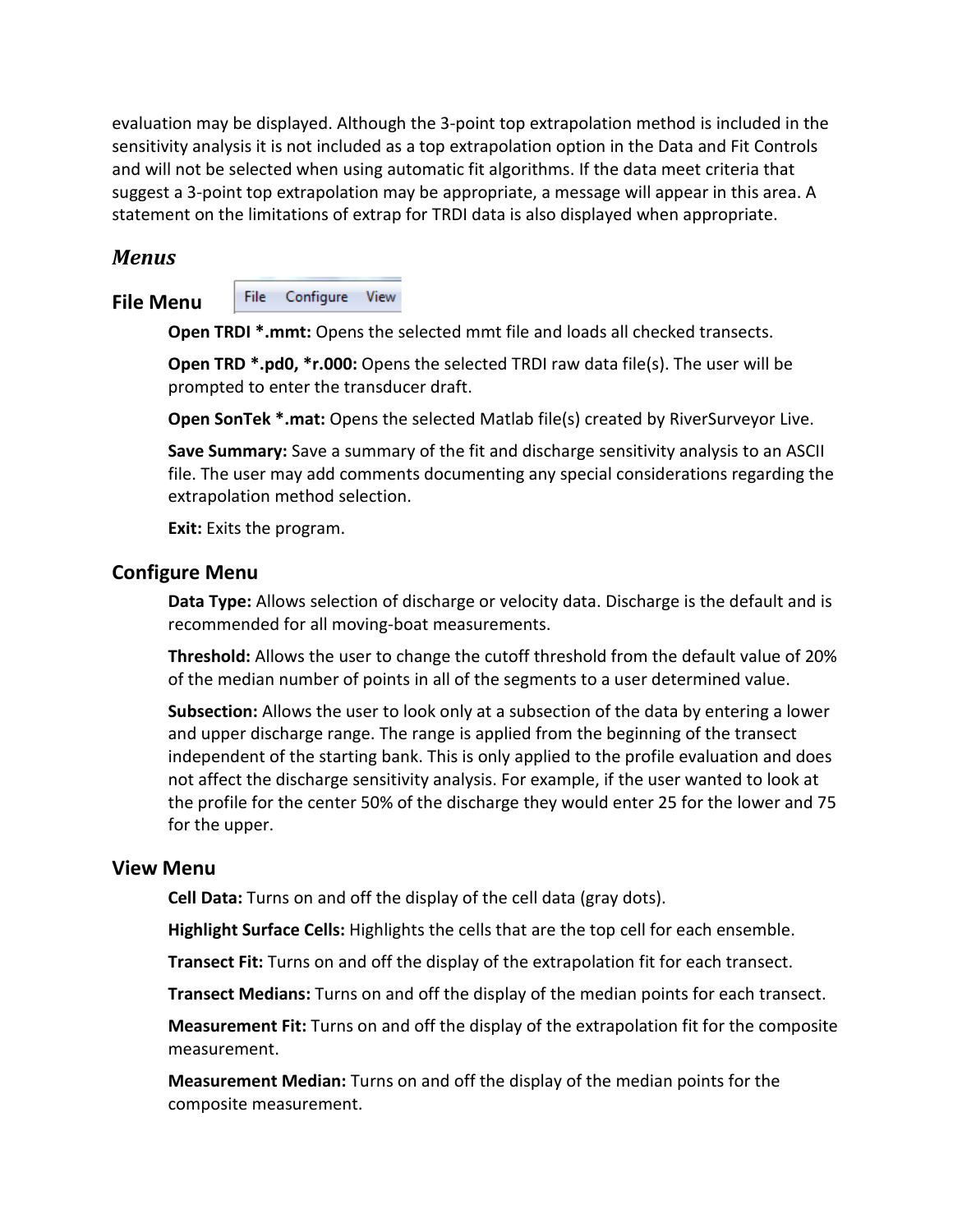evaluation may be displayed. Although the 3-point top extrapolation method is included in the sensitivity analysis it is not included as a top extrapolation option in the Data and Fit Controls and will not be selected when using automatic fit algorithms. If the data meet criteria that suggest a 3-point top extrapolation may be appropriate, a message will appear in this area. A statement on the limitations of extrap for TRDI data is also displayed when appropriate.

## *Menus*

### File Menu

File Configure View

**Open TRDI *.mmt:** Opens the selected mmt file and loads all checked transects.

**Open TRD *.pd0, *r.000:** Opens the selected TRDI raw data file(s). The user will be prompted to enter the transducer draft.

**Open SonTek *.mat:** Opens the selected Matlab file(s) created by RiverSurveyor Live.

**Save Summary:** Save a summary of the fit and discharge sensitivity analysis to an ASCII file. The user may add comments documenting any special considerations regarding the extrapolation method selection.

**Exit:** Exits the program.

### Configure Menu

**Data Type:** Allows selection of discharge or velocity data. Discharge is the default and is recommended for all moving-boat measurements.

**Threshold:** Allows the user to change the cutoff threshold from the default value of 20% of the median number of points in all of the segments to a user determined value.

**Subsection:** Allows the user to look only at a subsection of the data by entering a lower and upper discharge range. The range is applied from the beginning of the transect independent of the starting bank. This is only applied to the profile evaluation and does not affect the discharge sensitivity analysis. For example, if the user wanted to look at the profile for the center 50% of the discharge they would enter 25 for the lower and 75 for the upper.

### View Menu

**Cell Data:** Turns on and off the display of the cell data (gray dots).

**Highlight Surface Cells:** Highlights the cells that are the top cell for each ensemble.

**Transect Fit:** Turns on and off the display of the extrapolation fit for each transect.

**Transect Medians:** Turns on and off the display of the median points for each transect.

**Measurement Fit:** Turns on and off the display of the extrapolation fit for the composite measurement.

**Measurement Median:** Turns on and off the display of the median points for the composite measurement.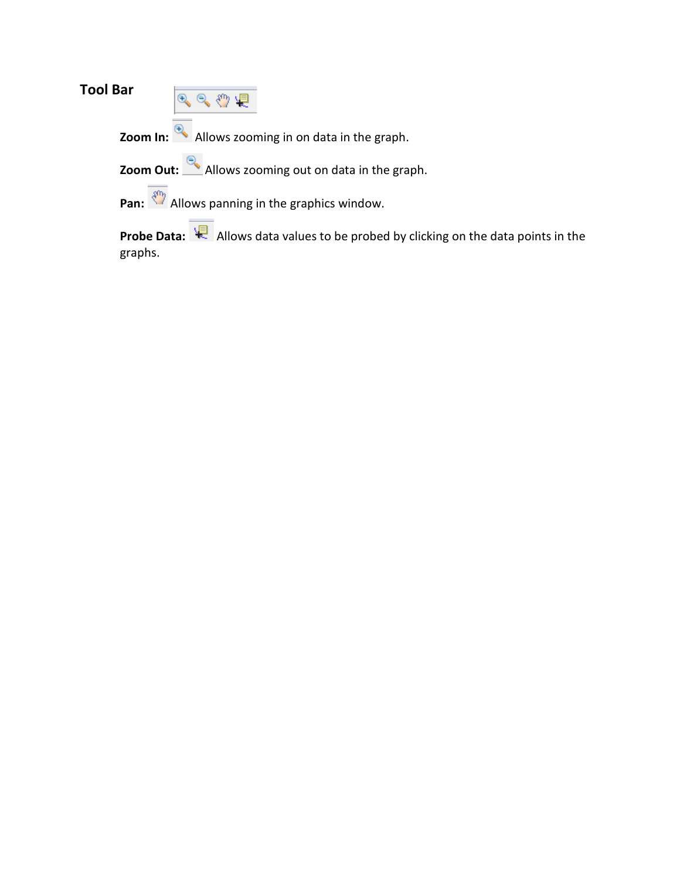## Tool Bar

**Zoom In:** Allows zooming in on data in the graph.

**Zoom Out:** Allows zooming out on data in the graph.

**Pan:** Allows panning in the graphics window.

**Probe Data:** Allows data values to be probed by clicking on the data points in the graphs.